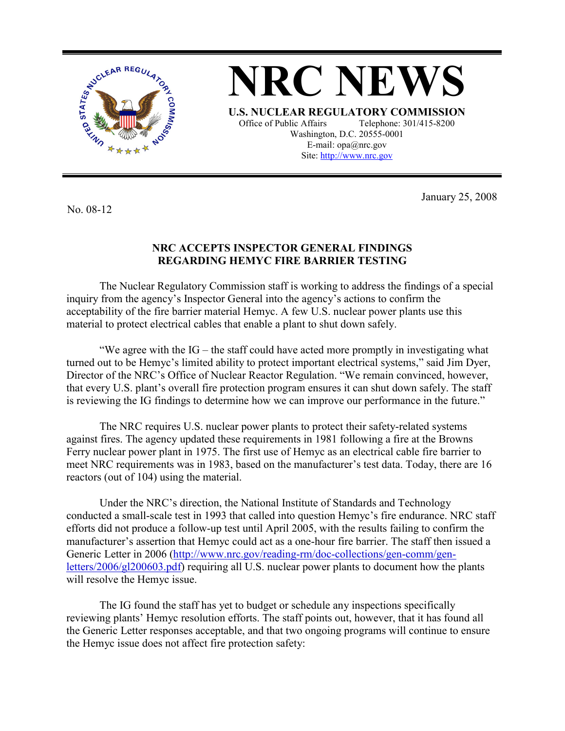# NRC NEWS

**U.S. NUCLEAR REGULATORY COMMISSION**
Office of Public Affairs Telephone: 301/415-8200
Washington, D.C. 20555-0001
E-mail: opa@nrc.gov
Site: http://www.nrc.gov

No. 08-12

January 25, 2008

## NRC ACCEPTS INSPECTOR GENERAL FINDINGS REGARDING HEMYC FIRE BARRIER TESTING

The Nuclear Regulatory Commission staff is working to address the findings of a special inquiry from the agency's Inspector General into the agency's actions to confirm the acceptability of the fire barrier material Hemyc. A few U.S. nuclear power plants use this material to protect electrical cables that enable a plant to shut down safely.

"We agree with the IG – the staff could have acted more promptly in investigating what turned out to be Hemyc's limited ability to protect important electrical systems," said Jim Dyer, Director of the NRC's Office of Nuclear Reactor Regulation. "We remain convinced, however, that every U.S. plant's overall fire protection program ensures it can shut down safely. The staff is reviewing the IG findings to determine how we can improve our performance in the future."

The NRC requires U.S. nuclear power plants to protect their safety-related systems against fires. The agency updated these requirements in 1981 following a fire at the Browns Ferry nuclear power plant in 1975. The first use of Hemyc as an electrical cable fire barrier to meet NRC requirements was in 1983, based on the manufacturer's test data. Today, there are 16 reactors (out of 104) using the material.

Under the NRC's direction, the National Institute of Standards and Technology conducted a small-scale test in 1993 that called into question Hemyc's fire endurance. NRC staff efforts did not produce a follow-up test until April 2005, with the results failing to confirm the manufacturer's assertion that Hemyc could act as a one-hour fire barrier. The staff then issued a Generic Letter in 2006 (http://www.nrc.gov/reading-rm/doc-collections/gen-comm/gen-letters/2006/gl200603.pdf) requiring all U.S. nuclear power plants to document how the plants will resolve the Hemyc issue.

The IG found the staff has yet to budget or schedule any inspections specifically reviewing plants' Hemyc resolution efforts. The staff points out, however, that it has found all the Generic Letter responses acceptable, and that two ongoing programs will continue to ensure the Hemyc issue does not affect fire protection safety: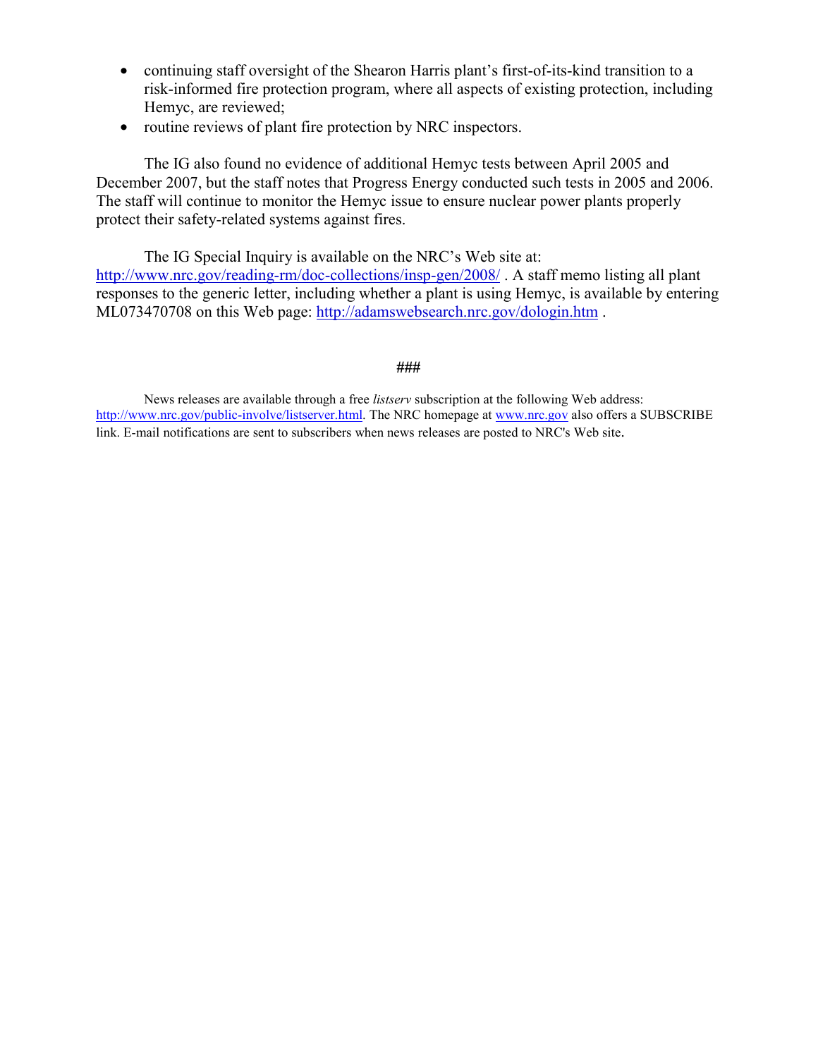- continuing staff oversight of the Shearon Harris plant's first-of-its-kind transition to a risk-informed fire protection program, where all aspects of existing protection, including Hemyc, are reviewed;
- routine reviews of plant fire protection by NRC inspectors.

The IG also found no evidence of additional Hemyc tests between April 2005 and December 2007, but the staff notes that Progress Energy conducted such tests in 2005 and 2006. The staff will continue to monitor the Hemyc issue to ensure nuclear power plants properly protect their safety-related systems against fires.

The IG Special Inquiry is available on the NRC's Web site at: http://www.nrc.gov/reading-rm/doc-collections/insp-gen/2008/ . A staff memo listing all plant responses to the generic letter, including whether a plant is using Hemyc, is available by entering ML073470708 on this Web page: http://adamswebsearch.nrc.gov/dologin.htm .

###

News releases are available through a free *listserv* subscription at the following Web address: http://www.nrc.gov/public-involve/listserver.html. The NRC homepage at www.nrc.gov also offers a SUBSCRIBE link. E-mail notifications are sent to subscribers when news releases are posted to NRC's Web site.